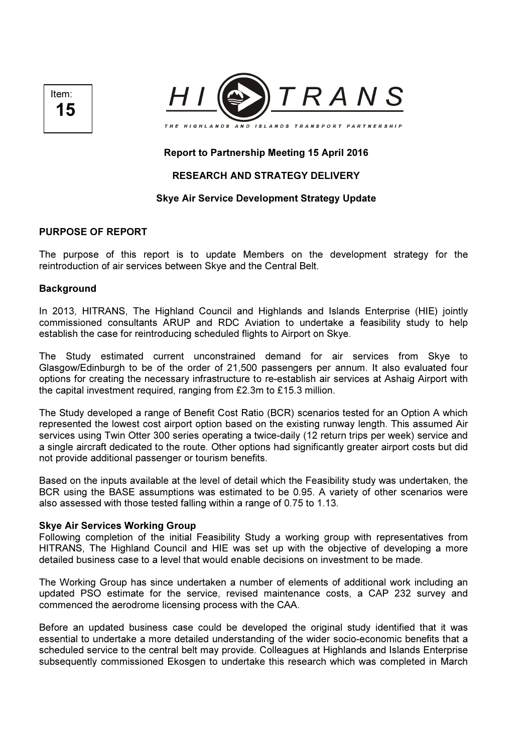Item:
**15**

HI TRANS

THE HIGHLANDS AND ISLANDS TRANSPORT PARTNERSHIP

**Report to Partnership Meeting 15 April 2016**

**RESEARCH AND STRATEGY DELIVERY**

**Skye Air Service Development Strategy Update**

## PURPOSE OF REPORT

The purpose of this report is to update Members on the development strategy for the reintroduction of air services between Skye and the Central Belt.

### Background

In 2013, HITRANS, The Highland Council and Highlands and Islands Enterprise (HIE) jointly commissioned consultants ARUP and RDC Aviation to undertake a feasibility study to help establish the case for reintroducing scheduled flights to Airport on Skye.

The Study estimated current unconstrained demand for air services from Skye to Glasgow/Edinburgh to be of the order of 21,500 passengers per annum. It also evaluated four options for creating the necessary infrastructure to re-establish air services at Ashaig Airport with the capital investment required, ranging from £2.3m to £15.3 million.

The Study developed a range of Benefit Cost Ratio (BCR) scenarios tested for an Option A which represented the lowest cost airport option based on the existing runway length. This assumed Air services using Twin Otter 300 series operating a twice-daily (12 return trips per week) service and a single aircraft dedicated to the route. Other options had significantly greater airport costs but did not provide additional passenger or tourism benefits.

Based on the inputs available at the level of detail which the Feasibility study was undertaken, the BCR using the BASE assumptions was estimated to be 0.95. A variety of other scenarios were also assessed with those tested falling within a range of 0.75 to 1.13.

### Skye Air Services Working Group

Following completion of the initial Feasibility Study a working group with representatives from HITRANS, The Highland Council and HIE was set up with the objective of developing a more detailed business case to a level that would enable decisions on investment to be made.

The Working Group has since undertaken a number of elements of additional work including an updated PSO estimate for the service, revised maintenance costs, a CAP 232 survey and commenced the aerodrome licensing process with the CAA.

Before an updated business case could be developed the original study identified that it was essential to undertake a more detailed understanding of the wider socio-economic benefits that a scheduled service to the central belt may provide. Colleagues at Highlands and Islands Enterprise subsequently commissioned Ekosgen to undertake this research which was completed in March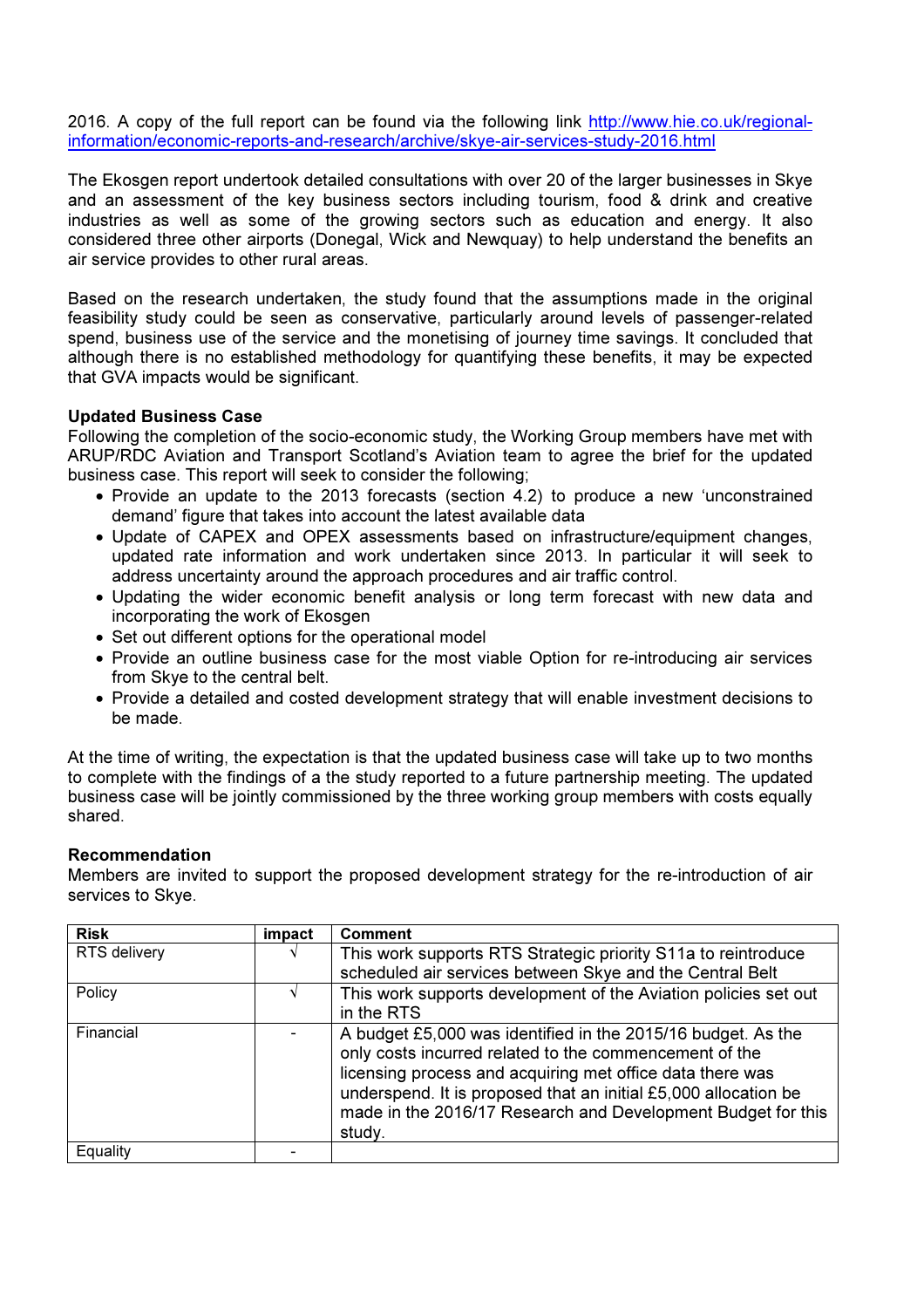2016. A copy of the full report can be found via the following link [http://www.hie.co.uk/regional-information/economic-reports-and-research/archive/skye-air-services-study-2016.html](http://www.hie.co.uk/regional-information/economic-reports-and-research/archive/skye-air-services-study-2016.html)

The Ekosgen report undertook detailed consultations with over 20 of the larger businesses in Skye and an assessment of the key business sectors including tourism, food & drink and creative industries as well as some of the growing sectors such as education and energy. It also considered three other airports (Donegal, Wick and Newquay) to help understand the benefits an air service provides to other rural areas.

Based on the research undertaken, the study found that the assumptions made in the original feasibility study could be seen as conservative, particularly around levels of passenger-related spend, business use of the service and the monetising of journey time savings. It concluded that although there is no established methodology for quantifying these benefits, it may be expected that GVA impacts would be significant.

**Updated Business Case**
Following the completion of the socio-economic study, the Working Group members have met with ARUP/RDC Aviation and Transport Scotland's Aviation team to agree the brief for the updated business case. This report will seek to consider the following;

- Provide an update to the 2013 forecasts (section 4.2) to produce a new 'unconstrained demand' figure that takes into account the latest available data
- Update of CAPEX and OPEX assessments based on infrastructure/equipment changes, updated rate information and work undertaken since 2013. In particular it will seek to address uncertainty around the approach procedures and air traffic control.
- Updating the wider economic benefit analysis or long term forecast with new data and incorporating the work of Ekosgen
- Set out different options for the operational model
- Provide an outline business case for the most viable Option for re-introducing air services from Skye to the central belt.
- Provide a detailed and costed development strategy that will enable investment decisions to be made.

At the time of writing, the expectation is that the updated business case will take up to two months to complete with the findings of a the study reported to a future partnership meeting. The updated business case will be jointly commissioned by the three working group members with costs equally shared.

**Recommendation**
Members are invited to support the proposed development strategy for the re-introduction of air services to Skye.

| Risk | impact | Comment |
|---|---|---|
| RTS delivery | √ | This work supports RTS Strategic priority S11a to reintroduce scheduled air services between Skye and the Central Belt |
| Policy | √ | This work supports development of the Aviation policies set out in the RTS |
| Financial | - | A budget £5,000 was identified in the 2015/16 budget. As the only costs incurred related to the commencement of the licensing process and acquiring met office data there was underspend. It is proposed that an initial £5,000 allocation be made in the 2016/17 Research and Development Budget for this study. |
| Equality | - | |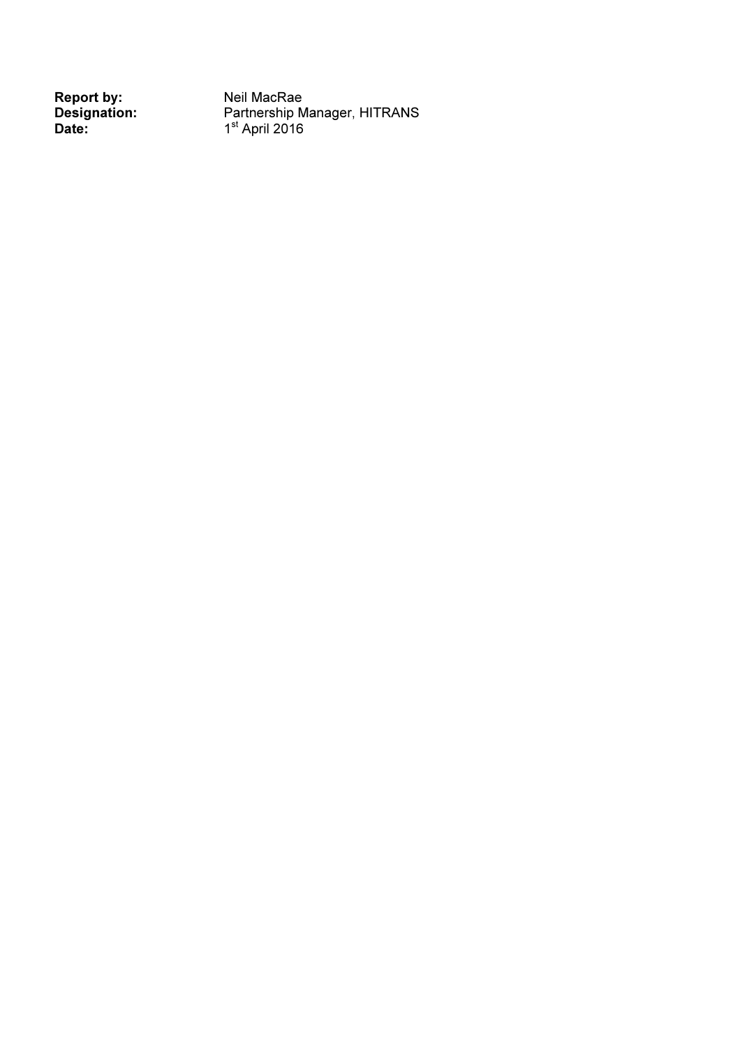**Report by:** Neil MacRae
**Designation:** Partnership Manager, HITRANS
**Date:** 1st April 2016